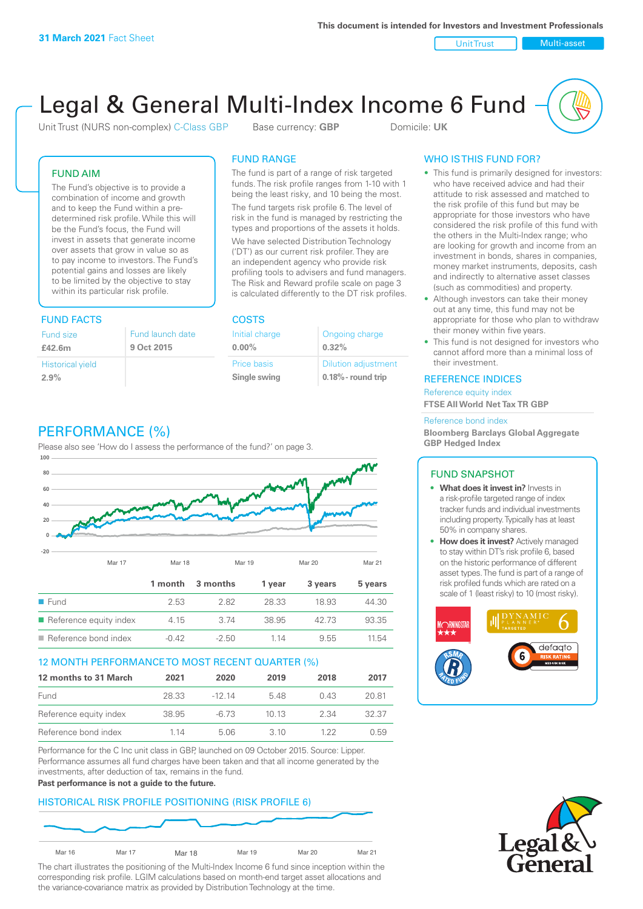**31 March 2021** Fact Sheet

This document is intended for Investors and Investment Professionals

Unit Trust | Multi-asset

# Legal & General Multi-Index Income 6 Fund

Unit Trust (NURS non-complex) C-Class GBP    Base currency: **GBP**    Domicile: **UK**

## FUND AIM

The Fund's objective is to provide a combination of income and growth and to keep the Fund within a pre-determined risk profile. While this will be the Fund's focus, the Fund will invest in assets that generate income over assets that grow in value so as to pay income to investors. The Fund's potential gains and losses are likely to be limited by the objective to stay within its particular risk profile.

## FUND RANGE

The fund is part of a range of risk targeted funds. The risk profile ranges from 1-10 with 1 being the least risky, and 10 being the most.

The fund targets risk profile 6. The level of risk in the fund is managed by restricting the types and proportions of the assets it holds. We have selected Distribution Technology ('DT') as our current risk profiler. They are an independent agency who provide risk profiling tools to advisers and fund managers. The Risk and Reward profile scale on page 3 is calculated differently to the DT risk profiles.

## WHO IS THIS FUND FOR?

- This fund is primarily designed for investors: who have received advice and had their attitude to risk assessed and matched to the risk profile of this fund but may be appropriate for those investors who have considered the risk profile of this fund with the others in the Multi-Index range; who are looking for growth and income from an investment in bonds, shares in companies, money market instruments, deposits, cash and indirectly to alternative asset classes (such as commodities) and property.
- Although investors can take their money out at any time, this fund may not be appropriate for those who plan to withdraw their money within five years.
- This fund is not designed for investors who cannot afford more than a minimal loss of their investment.

## FUND FACTS

| Fund size | Fund launch date |
|---|---|
| **£42.6m** | **9 Oct 2015** |
| Historical yield | |
| **2.9%** | |

## COSTS

| Initial charge | Ongoing charge |
|---|---|
| **0.00%** | **0.32%** |
| Price basis | Dilution adjustment |
| **Single swing** | **0.18% - round trip** |

## REFERENCE INDICES

Reference equity index
**FTSE All World Net Tax TR GBP**

Reference bond index
**Bloomberg Barclays Global Aggregate GBP Hedged Index**

## PERFORMANCE (%)

Please also see 'How do I assess the performance of the fund?' on page 3.

| | 1 month | 3 months | 1 year | 3 years | 5 years |
|---|---|---|---|---|---|
| Fund | 2.53 | 2.82 | 28.33 | 18.93 | 44.30 |
| Reference equity index | 4.15 | 3.74 | 38.95 | 42.73 | 93.35 |
| Reference bond index | -0.42 | -2.50 | 1.14 | 9.55 | 11.54 |

## 12 MONTH PERFORMANCE TO MOST RECENT QUARTER (%)

| 12 months to 31 March | 2021 | 2020 | 2019 | 2018 | 2017 |
|---|---|---|---|---|---|
| Fund | 28.33 | -12.14 | 5.48 | 0.43 | 20.81 |
| Reference equity index | 38.95 | -6.73 | 10.13 | 2.34 | 32.37 |
| Reference bond index | 1.14 | 5.06 | 3.10 | 1.22 | 0.59 |

Performance for the C Inc unit class in GBP, launched on 09 October 2015. Source: Lipper. Performance assumes all fund charges have been taken and that all income generated by the investments, after deduction of tax, remains in the fund.

**Past performance is not a guide to the future.**

## FUND SNAPSHOT

- **What does it invest in?** Invests in a risk-profile targeted range of index tracker funds and individual investments including property. Typically has at least 50% in company shares.
- **How does it invest?** Actively managed to stay within DT's risk profile 6, based on the historic performance of different asset types. The fund is part of a range of risk profiled funds which are rated on a scale of 1 (least risky) to 10 (most risky).

## HISTORICAL RISK PROFILE POSITIONING (RISK PROFILE 6)

The chart illustrates the positioning of the Multi-Index Income 6 fund since inception within the corresponding risk profile. LGIM calculations based on month-end target asset allocations and the variance-covariance matrix as provided by Distribution Technology at the time.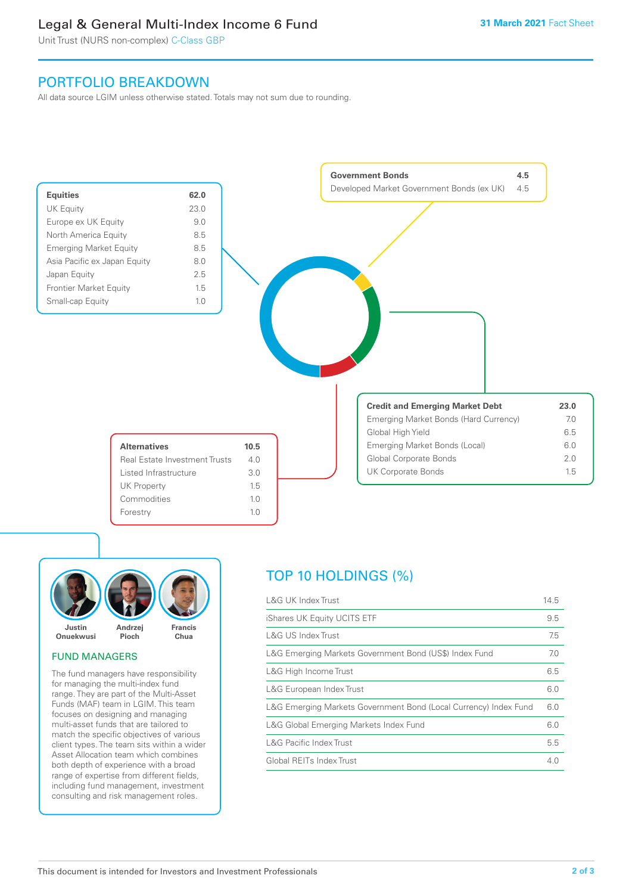# Legal & General Multi-Index Income 6 Fund

Unit Trust (NURS non-complex) C-Class GBP

**31 March 2021** Fact Sheet

## PORTFOLIO BREAKDOWN

All data source LGIM unless otherwise stated. Totals may not sum due to rounding.

| **Equities** | **62.0** |
|---|---|
| UK Equity | 23.0 |
| Europe ex UK Equity | 9.0 |
| North America Equity | 8.5 |
| Emerging Market Equity | 8.5 |
| Asia Pacific ex Japan Equity | 8.0 |
| Japan Equity | 2.5 |
| Frontier Market Equity | 1.5 |
| Small-cap Equity | 1.0 |

| **Government Bonds** | **4.5** |
|---|---|
| Developed Market Government Bonds (ex UK) | 4.5 |

| **Credit and Emerging Market Debt** | **23.0** |
|---|---|
| Emerging Market Bonds (Hard Currency) | 7.0 |
| Global High Yield | 6.5 |
| Emerging Market Bonds (Local) | 6.0 |
| Global Corporate Bonds | 2.0 |
| UK Corporate Bonds | 1.5 |

| **Alternatives** | **10.5** |
|---|---|
| Real Estate Investment Trusts | 4.0 |
| Listed Infrastructure | 3.0 |
| UK Property | 1.5 |
| Commodities | 1.0 |
| Forestry | 1.0 |

Justin Onuekwusi, Andrzej Pioch, Francis Chua

### FUND MANAGERS

The fund managers have responsibility for managing the multi-index fund range. They are part of the Multi-Asset Funds (MAF) team in LGIM. This team focuses on designing and managing multi-asset funds that are tailored to match the specific objectives of various client types. The team sits within a wider Asset Allocation team which combines both depth of experience with a broad range of expertise from different fields, including fund management, investment consulting and risk management roles.

## TOP 10 HOLDINGS (%)

| Holding | % |
|---|---|
| L&G UK Index Trust | 14.5 |
| iShares UK Equity UCITS ETF | 9.5 |
| L&G US Index Trust | 7.5 |
| L&G Emerging Markets Government Bond (US$) Index Fund | 7.0 |
| L&G High Income Trust | 6.5 |
| L&G European Index Trust | 6.0 |
| L&G Emerging Markets Government Bond (Local Currency) Index Fund | 6.0 |
| L&G Global Emerging Markets Index Fund | 6.0 |
| L&G Pacific Index Trust | 5.5 |
| Global REITs Index Trust | 4.0 |

This document is intended for Investors and Investment Professionals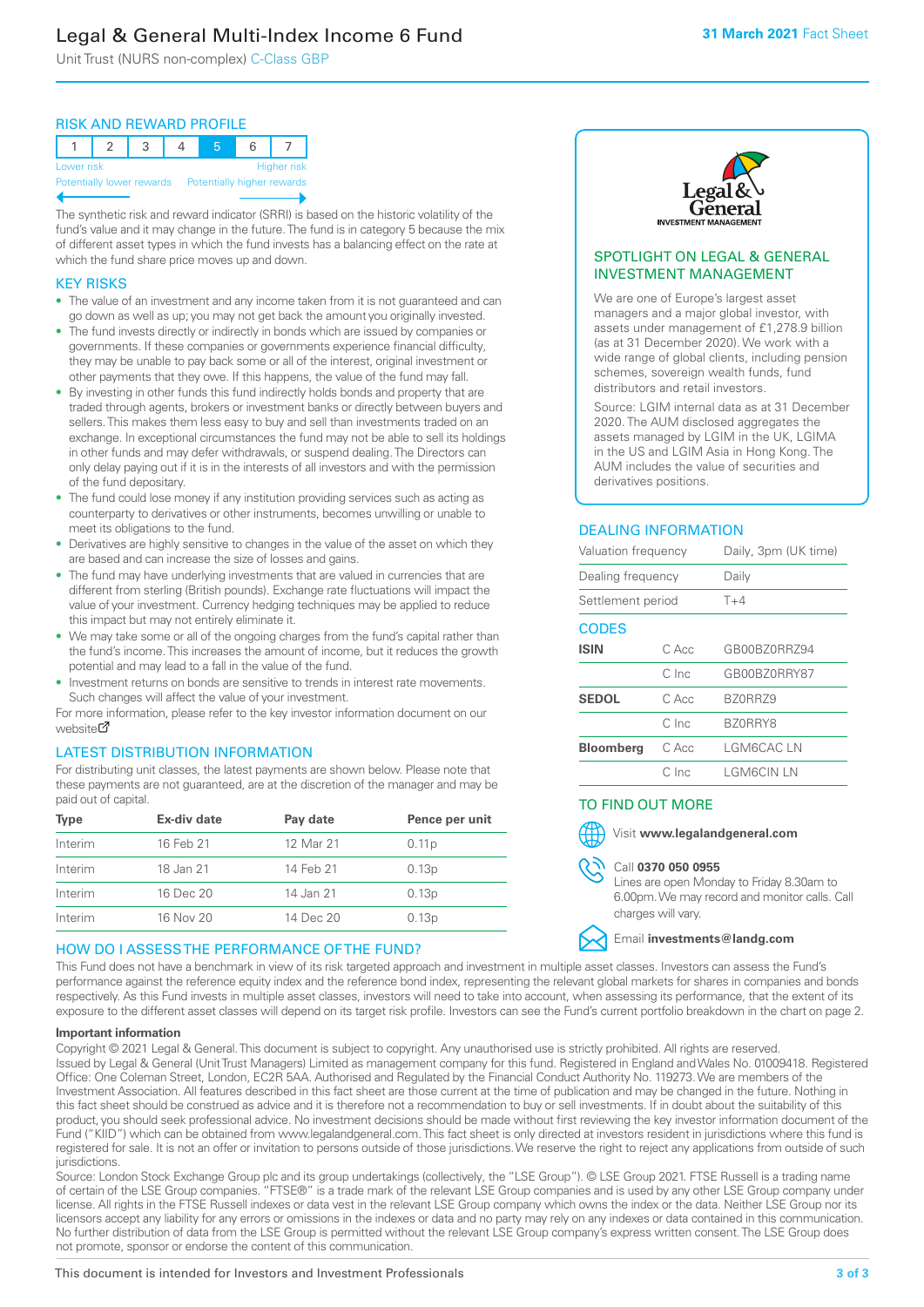# Legal & General Multi-Index Income 6 Fund

Unit Trust (NURS non-complex) C-Class GBP

**31 March 2021** Fact Sheet

## RISK AND REWARD PROFILE

| 1 | 2 | 3 | 4 | 5 | 6 | 7 |
|---|---|---|---|---|---|---|

Lower risk — Higher risk

Potentially lower rewards — Potentially higher rewards

The synthetic risk and reward indicator (SRRI) is based on the historic volatility of the fund's value and it may change in the future. The fund is in category 5 because the mix of different asset types in which the fund invests has a balancing effect on the rate at which the fund share price moves up and down.

## KEY RISKS

- The value of an investment and any income taken from it is not guaranteed and can go down as well as up; you may not get back the amount you originally invested.
- The fund invests directly or indirectly in bonds which are issued by companies or governments. If these companies or governments experience financial difficulty, they may be unable to pay back some or all of the interest, original investment or other payments that they owe. If this happens, the value of the fund may fall.
- By investing in other funds this fund indirectly holds bonds and property that are traded through agents, brokers or investment banks or directly between buyers and sellers. This makes them less easy to buy and sell than investments traded on an exchange. In exceptional circumstances the fund may not be able to sell its holdings in other funds and may defer withdrawals, or suspend dealing. The Directors can only delay paying out if it is in the interests of all investors and with the permission of the fund depositary.
- The fund could lose money if any institution providing services such as acting as counterparty to derivatives or other instruments, becomes unwilling or unable to meet its obligations to the fund.
- Derivatives are highly sensitive to changes in the value of the asset on which they are based and can increase the size of losses and gains.
- The fund may have underlying investments that are valued in currencies that are different from sterling (British pounds). Exchange rate fluctuations will impact the value of your investment. Currency hedging techniques may be applied to reduce this impact but may not entirely eliminate it.
- We may take some or all of the ongoing charges from the fund's capital rather than the fund's income. This increases the amount of income, but it reduces the growth potential and may lead to a fall in the value of the fund.
- Investment returns on bonds are sensitive to trends in interest rate movements. Such changes will affect the value of your investment.

For more information, please refer to the key investor information document on our website

## LATEST DISTRIBUTION INFORMATION

For distributing unit classes, the latest payments are shown below. Please note that these payments are not guaranteed, are at the discretion of the manager and may be paid out of capital.

| Type | Ex-div date | Pay date | Pence per unit |
|---|---|---|---|
| Interim | 16 Feb 21 | 12 Mar 21 | 0.11p |
| Interim | 18 Jan 21 | 14 Feb 21 | 0.13p |
| Interim | 16 Dec 20 | 14 Jan 21 | 0.13p |
| Interim | 16 Nov 20 | 14 Dec 20 | 0.13p |

## SPOTLIGHT ON LEGAL & GENERAL INVESTMENT MANAGEMENT

We are one of Europe's largest asset managers and a major global investor, with assets under management of £1,278.9 billion (as at 31 December 2020). We work with a wide range of global clients, including pension schemes, sovereign wealth funds, fund distributors and retail investors.

Source: LGIM internal data as at 31 December 2020. The AUM disclosed aggregates the assets managed by LGIM in the UK, LGIMA in the US and LGIM Asia in Hong Kong. The AUM includes the value of securities and derivatives positions.

## DEALING INFORMATION

| | |
|---|---|
| Valuation frequency | Daily, 3pm (UK time) |
| Dealing frequency | Daily |
| Settlement period | T+4 |

## CODES

| | | |
|---|---|---|
| **ISIN** | C Acc | GB00BZ0RRZ94 |
| | C Inc | GB00BZ0RRY87 |
| **SEDOL** | C Acc | BZ0RRZ9 |
| | C Inc | BZ0RRY8 |
| **Bloomberg** | C Acc | LGM6CAC LN |
| | C Inc | LGM6CIN LN |

## TO FIND OUT MORE

Visit **www.legalandgeneral.com**

Call **0370 050 0955**
Lines are open Monday to Friday 8.30am to 6.00pm. We may record and monitor calls. Call charges will vary.

Email **investments@landg.com**

## HOW DO I ASSESS THE PERFORMANCE OF THE FUND?

This Fund does not have a benchmark in view of its risk targeted approach and investment in multiple asset classes. Investors can assess the Fund's performance against the reference equity index and the reference bond index, representing the relevant global markets for shares in companies and bonds respectively. As this Fund invests in multiple asset classes, investors will need to take into account, when assessing its performance, that the extent of its exposure to the different asset classes will depend on its target risk profile. Investors can see the Fund's current portfolio breakdown in the chart on page 2.

### Important information

Copyright © 2021 Legal & General. This document is subject to copyright. Any unauthorised use is strictly prohibited. All rights are reserved. Issued by Legal & General (Unit Trust Managers) Limited as management company for this fund. Registered in England and Wales No. 01009418. Registered Office: One Coleman Street, London, EC2R 5AA. Authorised and Regulated by the Financial Conduct Authority No. 119273. We are members of the Investment Association. All features described in this fact sheet are those current at the time of publication and may be changed in the future. Nothing in this fact sheet should be construed as advice and it is therefore not a recommendation to buy or sell investments. If in doubt about the suitability of this product, you should seek professional advice. No investment decisions should be made without first reviewing the key investor information document of the Fund ("KIID") which can be obtained from www.legalandgeneral.com. This fact sheet is only directed at investors resident in jurisdictions where this fund is registered for sale. It is not an offer or invitation to persons outside of those jurisdictions. We reserve the right to reject any applications from outside of such jurisdictions.

Source: London Stock Exchange Group plc and its group undertakings (collectively, the "LSE Group"). © LSE Group 2021. FTSE Russell is a trading name of certain of the LSE Group companies. "FTSE®" is a trade mark of the relevant LSE Group companies and is used by any other LSE Group company under license. All rights in the FTSE Russell indexes or data vest in the relevant LSE Group company which owns the index or the data. Neither LSE Group nor its licensors accept any liability for any errors or omissions in the indexes or data and no party may rely on any indexes or data contained in this communication. No further distribution of data from the LSE Group is permitted without the relevant LSE Group company's express written consent. The LSE Group does not promote, sponsor or endorse the content of this communication.

This document is intended for Investors and Investment Professionals